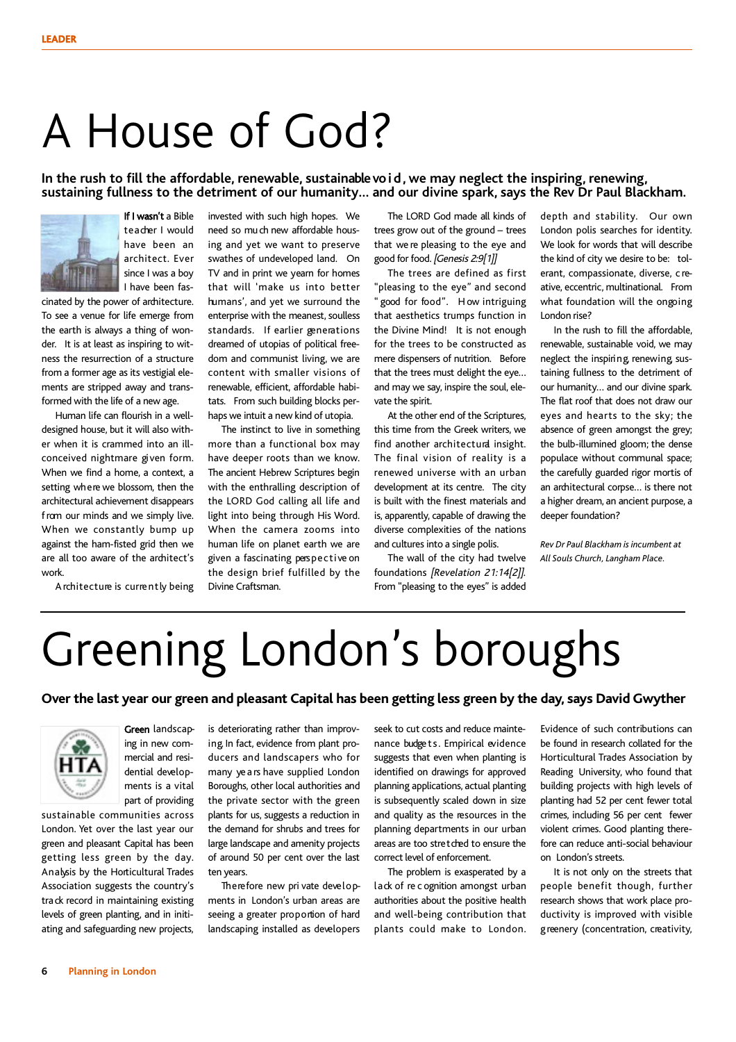LEADER

# A House of God?

**In the rush to fill the affordable, renewable, sustainable void, we may neglect the inspiring, renewing, sustaining fullness to the detriment of our humanity... and our divine spark, says the Rev Dr Paul Blackham.**

**If I wasn't** a Bible teacher I would have been an architect. Ever since I was a boy I have been fascinated by the power of architecture. To see a venue for life emerge from the earth is always a thing of wonder. It is at least as inspiring to witness the resurrection of a structure from a former age as its vestigial elements are stripped away and transformed with the life of a new age.

Human life can flourish in a well-designed house, but it will also wither when it is crammed into an ill-conceived nightmare given form. When we find a home, a context, a setting where we blossom, then the architectural achievement disappears from our minds and we simply live. When we constantly bump up against the ham-fisted grid then we are all too aware of the architect's work.

Architecture is currently being invested with such high hopes. We need so much new affordable housing and yet we want to preserve swathes of undeveloped land. On TV and in print we yearn for homes that will 'make us into better humans', and yet we surround the enterprise with the meanest, soulless standards. If earlier generations dreamed of utopias of political freedom and communist living, we are content with smaller visions of renewable, efficient, affordable habitats. From such building blocks perhaps we intuit a new kind of utopia.

The instinct to live in something more than a functional box may have deeper roots than we know. The ancient Hebrew Scriptures begin with the enthralling description of the LORD God calling all life and light into being through His Word. When the camera zooms into human life on planet earth we are given a fascinating perspective on the design brief fulfilled by the Divine Craftsman.

The LORD God made all kinds of trees grow out of the ground – trees that were pleasing to the eye and good for food. *[Genesis 2:9[1]]*

The trees are defined as first "pleasing to the eye" and second "good for food". How intriguing that aesthetics trumps function in the Divine Mind! It is not enough for the trees to be constructed as mere dispensers of nutrition. Before that the trees must delight the eye... and may we say, inspire the soul, elevate the spirit.

At the other end of the Scriptures, this time from the Greek writers, we find another architectural insight. The final vision of reality is a renewed universe with an urban development at its centre. The city is built with the finest materials and is, apparently, capable of drawing the diverse complexities of the nations and cultures into a single polis.

The wall of the city had twelve foundations *[Revelation 21:14[2]]*.

From "pleasing to the eyes" is added depth and stability. Our own London polis searches for identity. We look for words that will describe the kind of city we desire to be: tolerant, compassionate, diverse, creative, eccentric, multinational. From what foundation will the ongoing London rise?

In the rush to fill the affordable, renewable, sustainable void, we may neglect the inspiring, renewing, sustaining fullness to the detriment of our humanity... and our divine spark. The flat roof that does not draw our eyes and hearts to the sky; the absence of green amongst the grey; the bulb-illumined gloom; the dense populace without communal space; the carefully guarded rigor mortis of an architectural corpse... is there not a higher dream, an ancient purpose, a deeper foundation?

*Rev Dr Paul Blackham is incumbent at All Souls Church, Langham Place.*

# Greening London's boroughs

**Over the last year our green and pleasant Capital has been getting less green by the day, says David Gwyther**

**Green** landscaping in new commercial and residential developments is a vital part of providing sustainable communities across London. Yet over the last year our green and pleasant Capital has been getting less green by the day. Analysis by the Horticultural Trades Association suggests the country's track record in maintaining existing levels of green planting, and in initiating and safeguarding new projects, is deteriorating rather than improving. In fact, evidence from plant producers and landscapers who for many years have supplied London Boroughs, other local authorities and the private sector with the green plants for us, suggests a reduction in the demand for shrubs and trees for large landscape and amenity projects of around 50 per cent over the last ten years.

Therefore new private developments in London's urban areas are seeing a greater proportion of hard landscaping installed as developers seek to cut costs and reduce maintenance budgets. Empirical evidence suggests that even when planting is identified on drawings for approved planning applications, actual planting is subsequently scaled down in size and quality as the resources in the planning departments in our urban areas are too stretched to ensure the correct level of enforcement.

The problem is exasperated by a lack of recognition amongst urban authorities about the positive health and well-being contribution that plants could make to London. Evidence of such contributions can be found in research collated for the Horticultural Trades Association by Reading University, who found that building projects with high levels of planting had 52 per cent fewer total crimes, including 56 per cent fewer violent crimes. Good planting therefore can reduce anti-social behaviour on London's streets.

It is not only on the streets that people benefit though, further research shows that work place productivity is improved with visible greenery (concentration, creativity,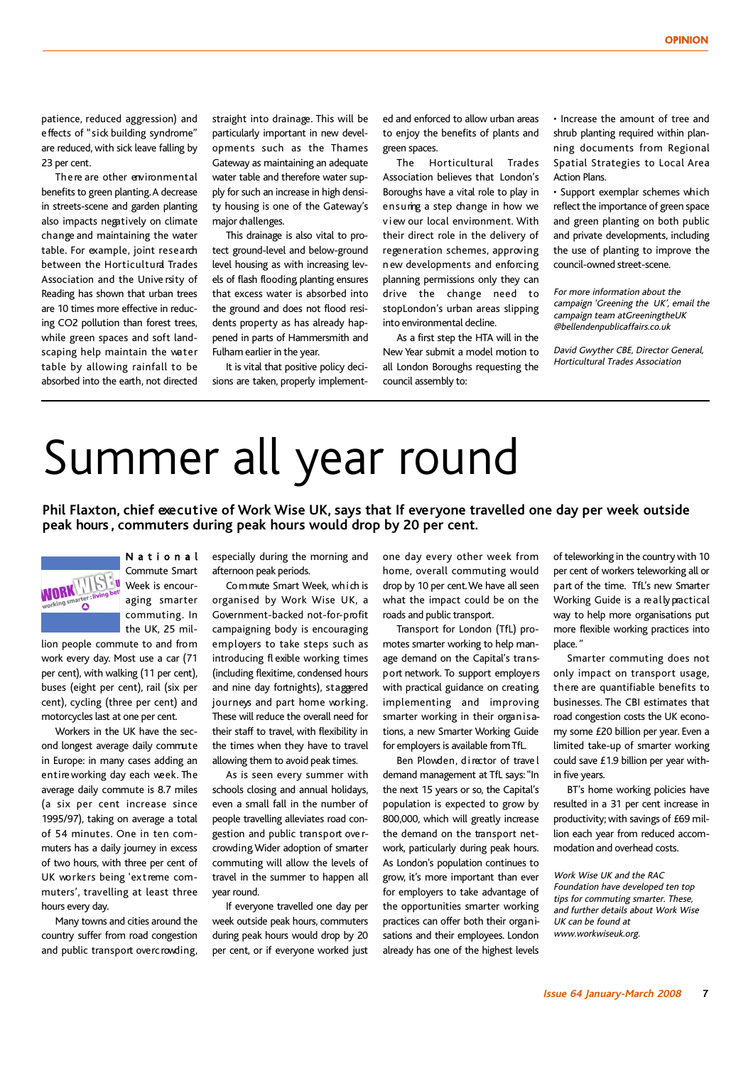patience, reduced aggression) and effects of "sick building syndrome" are reduced, with sick leave falling by 23 per cent.

There are other environmental benefits to green planting. A decrease in streets-scene and garden planting also impacts negatively on climate change and maintaining the water table. For example, joint research between the Horticultural Trades Association and the University of Reading has shown that urban trees are 10 times more effective in reducing $CO_2$ pollution than forest trees, while green spaces and soft landscaping help maintain the water table by allowing rainfall to be absorbed into the earth, not directed straight into drainage. This will be particularly important in new developments such as the Thames Gateway as maintaining an adequate water table and therefore water supply for such an increase in high density housing is one of the Gateway's major challenges.

This drainage is also vital to protect ground-level and below-ground level housing as with increasing levels of flash flooding planting ensures that excess water is absorbed into the ground and does not flood residents property as has already happened in parts of Hammersmith and Fulham earlier in the year.

It is vital that positive policy decisions are taken, properly implemented and enforced to allow urban areas to enjoy the benefits of plants and green spaces.

The Horticultural Trades Association believes that London's Boroughs have a vital role to play in ensuring a step change in how we view our local environment. With their direct role in the delivery of regeneration schemes, approving new developments and enforcing planning permissions only they can drive the change need to stop London's urban areas slipping into environmental decline.

As a first step the HTA will in the New Year submit a model motion to all London Boroughs requesting the council assembly to:

- Increase the amount of tree and shrub planting required within planning documents from Regional Spatial Strategies to Local Area Action Plans.
- Support exemplar schemes which reflect the importance of green space and green planting on both public and private developments, including the use of planting to improve the council-owned street-scene.

*For more information about the campaign 'Greening the UK', email the campaign team at GreeningtheUK@bellendenpublicaffairs.co.uk*

*David Gwyther CBE, Director General, Horticultural Trades Association*

# Summer all year round

**Phil Flaxton, chief executive of Work Wise UK, says that If everyone travelled one day per week outside peak hours, commuters during peak hours would drop by 20 per cent.**

National Commute Smart Week is encouraging smarter commuting. In the UK, 25 million people commute to and from work every day. Most use a car (71 per cent), with walking (11 per cent), buses (eight per cent), rail (six per cent), cycling (three per cent) and motorcycles last at one per cent.

Workers in the UK have the second longest average daily commute in Europe: in many cases adding an entire working day each week. The average daily commute is 8.7 miles (a six per cent increase since 1995/97), taking on average a total of 54 minutes. One in ten commuters has a daily journey in excess of two hours, with three per cent of UK workers being 'extreme commuters', travelling at least three hours every day.

Many towns and cities around the country suffer from road congestion and public transport overcrowding, especially during the morning and afternoon peak periods.

Commute Smart Week, which is organised by Work Wise UK, a Government-backed not-for-profit campaigning body is encouraging employers to take steps such as introducing flexible working times (including flexitime, condensed hours and nine day fortnights), staggered journeys and part home working. These will reduce the overall need for their staff to travel, with flexibility in the times when they have to travel allowing them to avoid peak times.

As is seen every summer with schools closing and annual holidays, even a small fall in the number of people travelling alleviates road congestion and public transport overcrowding. Wider adoption of smarter commuting will allow the levels of travel in the summer to happen all year round.

If everyone travelled one day per week outside peak hours, commuters during peak hours would drop by 20 per cent, or if everyone worked just one day every other week from home, overall commuting would drop by 10 per cent. We have all seen what the impact could be on the roads and public transport.

Transport for London (TfL) promotes smarter working to help manage demand on the Capital's transport network. To support employers with practical guidance on creating, implementing and improving smarter working in their organisations, a new Smarter Working Guide for employers is available from TfL.

Ben Plowden, director of travel demand management at TfL says: "In the next 15 years or so, the Capital's population is expected to grow by 800,000, which will greatly increase the demand on the transport network, particularly during peak hours. As London's population continues to grow, it's more important than ever for employers to take advantage of the opportunities smarter working practices can offer both their organisations and their employees. London already has one of the highest levels of teleworking in the country with 10 per cent of workers teleworking all or part of the time. TfL's new Smarter Working Guide is a really practical way to help more organisations put more flexible working practices into place."

Smarter commuting does not only impact on transport usage, there are quantifiable benefits to businesses. The CBI estimates that road congestion costs the UK economy some £20 billion per year. Even a limited take-up of smarter working could save £1.9 billion per year within five years.

BT's home working policies have resulted in a 31 per cent increase in productivity; with savings of £69 million each year from reduced accommodation and overhead costs.

*Work Wise UK and the RAC Foundation have developed ten top tips for commuting smarter. These, and further details about Work Wise UK can be found at www.workwiseuk.org.*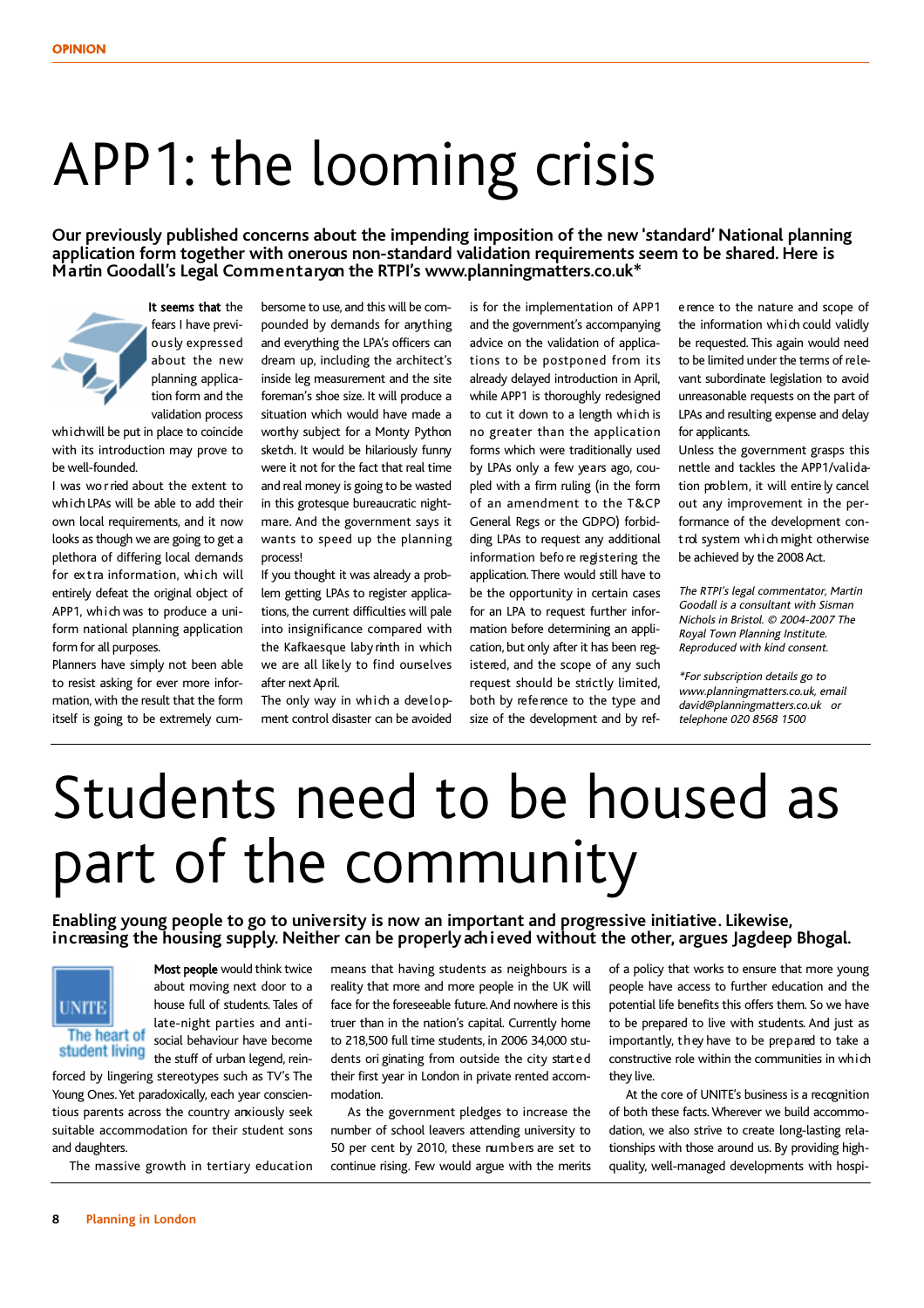OPINION

# APP1: the looming crisis

**Our previously published concerns about the impending imposition of the new 'standard' National planning application form together with onerous non-standard validation requirements seem to be shared. Here is Martin Goodall's Legal Commentary on the RTPI's www.planningmatters.co.uk***

**It seems that** the fears I have previously expressed about the new planning application form and the validation process which will be put in place to coincide with its introduction may prove to be well-founded.

I was worried about the extent to which LPAs will be able to add their own local requirements, and it now looks as though we are going to get a plethora of differing local demands for extra information, which will entirely defeat the original object of APP1, which was to produce a uniform national planning application form for all purposes.

Planners have simply not been able to resist asking for ever more information, with the result that the form itself is going to be extremely cumbersome to use, and this will be compounded by demands for anything and everything the LPA's officers can dream up, including the architect's inside leg measurement and the site foreman's shoe size. It will produce a situation which would have made a worthy subject for a Monty Python sketch. It would be hilariously funny were it not for the fact that real time and real money is going to be wasted in this grotesque bureaucratic nightmare. And the government says it wants to speed up the planning process!

If you thought it was already a problem getting LPAs to register applications, the current difficulties will pale into insignificance compared with the Kafkaesque labyrinth in which we are all likely to find ourselves after next April.

The only way in which a development control disaster can be avoided is for the implementation of APP1 and the government's accompanying advice on the validation of applications to be postponed from its already delayed introduction in April, while APP1 is thoroughly redesigned to cut it down to a length which is no greater than the application forms which were traditionally used by LPAs only a few years ago, coupled with a firm ruling (in the form of an amendment to the T&CP General Regs or the GDPO) forbidding LPAs to request any additional information before registering the application. There would still have to be the opportunity in certain cases for an LPA to request further information before determining an application, but only after it has been registered, and the scope of any such request should be strictly limited, both by reference to the type and size of the development and by reference to the nature and scope of the information which could validly be requested. This again would need to be limited under the terms of relevant subordinate legislation to avoid unreasonable requests on the part of LPAs and resulting expense and delay for applicants.

Unless the government grasps this nettle and tackles the APP1/validation problem, it will entirely cancel out any improvement in the performance of the development control system which might otherwise be achieved by the 2008 Act.

*The RTPI's legal commentator, Martin Goodall is a consultant with Sisman Nichols in Bristol. © 2004-2007 The Royal Town Planning Institute. Reproduced with kind consent.*

**For subscription details go to www.planningmatters.co.uk, email david@planningmatters.co.uk or telephone 020 8568 1500*

# Students need to be housed as part of the community

**Enabling young people to go to university is now an important and progressive initiative. Likewise, increasing the housing supply. Neither can be properly achieved without the other, argues Jagdeep Bhogal.**

UNITE
The heart of student living

**Most people** would think twice about moving next door to a house full of students. Tales of late-night parties and anti-social behaviour have become the stuff of urban legend, reinforced by lingering stereotypes such as TV's The Young Ones. Yet paradoxically, each year conscientious parents across the country anxiously seek suitable accommodation for their student sons and daughters.

The massive growth in tertiary education means that having students as neighbours is a reality that more and more people in the UK will face for the foreseeable future. And nowhere is this truer than in the nation's capital. Currently home to 218,500 full time students, in 2006 34,000 students originating from outside the city started their first year in London in private rented accommodation.

As the government pledges to increase the number of school leavers attending university to 50 per cent by 2010, these numbers are set to continue rising. Few would argue with the merits of a policy that works to ensure that more young people have access to further education and the potential life benefits this offers them. So we have to be prepared to live with students. And just as importantly, they have to be prepared to take a constructive role within the communities in which they live.

At the core of UNITE's business is a recognition of both these facts. Wherever we build accommodation, we also strive to create long-lasting relationships with those around us. By providing high-quality, well-managed developments with hospi-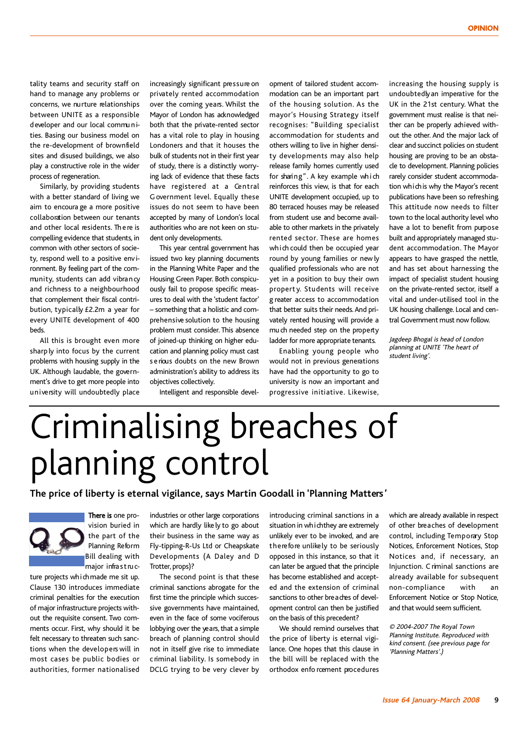tality teams and security staff on hand to manage any problems or concerns, we nurture relationships between UNITE as a responsible developer and our local communities. Basing our business model on the re-development of brownfield sites and disused buildings, we also play a constructive role in the wider process of regeneration.

Similarly, by providing students with a better standard of living we aim to encourage a more positive collaboration between our tenants and other local residents. There is compelling evidence that students, in common with other sectors of society, respond well to a positive environment. By feeling part of the community, students can add vibrancy and richness to a neighbourhood that complement their fiscal contribution, typically £2.2m a year for every UNITE development of 400 beds.

All this is brought even more sharply into focus by the current problems with housing supply in the UK. Although laudable, the government's drive to get more people into university will undoubtedly place increasingly significant pressure on privately rented accommodation over the coming years. Whilst the Mayor of London has acknowledged both that the private-rented sector has a vital role to play in housing Londoners and that it houses the bulk of students not in their first year of study, there is a distinctly worrying lack of evidence that these facts have registered at a Central Government level. Equally these issues do not seem to have been accepted by many of London's local authorities who are not keen on student only developments.

This year central government has issued two key planning documents in the Planning White Paper and the Housing Green Paper. Both conspicuously fail to propose specific measures to deal with the 'student factor' – something that a holistic and comprehensive solution to the housing problem must consider. This absence of joined-up thinking on higher education and planning policy must cast serious doubts on the new Brown administration's ability to address its objectives collectively.

Intelligent and responsible development of tailored student accommodation can be an important part of the housing solution. As the mayor's Housing Strategy itself recognises: "Building specialist accommodation for students and others willing to live in higher density developments may also help release family homes currently used for sharing". A key example which reinforces this view, is that for each UNITE development occupied, up to 80 terraced houses may be released from student use and become available to other markets in the privately rented sector. These are homes which could then be occupied year round by young families or newly qualified professionals who are not yet in a position to buy their own property. Students will receive greater access to accommodation that better suits their needs. And privately rented housing will provide a much needed step on the property ladder for more appropriate tenants.

Enabling young people who would not in previous generations have had the opportunity to go to university is now an important and progressive initiative. Likewise, increasing the housing supply is undoubtedly an imperative for the UK in the 21st century. What the government must realise is that neither can be properly achieved without the other. And the major lack of clear and succinct policies on student housing are proving to be an obstacle to development. Planning policies rarely consider student accommodation which is why the Mayor's recent publications have been so refreshing. This attitude now needs to filter town to the local authority level who have a lot to benefit from purpose built and appropriately managed student accommodation. The Mayor appears to have grasped the nettle, and has set about harnessing the impact of specialist student housing on the private-rented sector, itself a vital and under-utilised tool in the UK housing challenge. Local and central Government must now follow.

*Jagdeep Bhogal is head of London planning at UNITE 'The heart of student living'.*

# Criminalising breaches of planning control

**The price of liberty is eternal vigilance, says Martin Goodall in 'Planning Matters'**

**There is** one provision buried in the part of the Planning Reform Bill dealing with major infrastructure projects which made me sit up. Clause 130 introduces immediate criminal penalties for the execution of major infrastructure projects without the requisite consent. Two comments occur. First, why should it be felt necessary to threaten such sanctions when the developers will in most cases be public bodies or authorities, former nationalised industries or other large corporations which are hardly likely to go about their business in the same way as Fly-tipping-R-Us Ltd or Cheapskate Developments (A Daley and D Trotter, props)?

The second point is that these criminal sanctions abrogate for the first time the principle which successive governments have maintained, even in the face of some vociferous lobbying over the years, that a simple breach of planning control should not in itself give rise to immediate criminal liability. Is somebody in DCLG trying to be very clever by introducing criminal sanctions in a situation in which they are extremely unlikely ever to be invoked, and are therefore unlikely to be seriously opposed in this instance, so that it can later be argued that the principle has become established and accepted and the extension of criminal sanctions to other breaches of development control can then be justified on the basis of this precedent?

We should remind ourselves that the price of liberty is eternal vigilance. One hopes that this clause in the bill will be replaced with the orthodox enforcement procedures which are already available in respect of other breaches of development control, including Temporary Stop Notices, Enforcement Notices, Stop Notices and, if necessary, an Injunction. Criminal sanctions are already available for subsequent non-compliance with an Enforcement Notice or Stop Notice, and that would seem sufficient.

*© 2004-2007 The Royal Town Planning Institute. Reproduced with kind consent. (see previous page for 'Planning Matters'.)*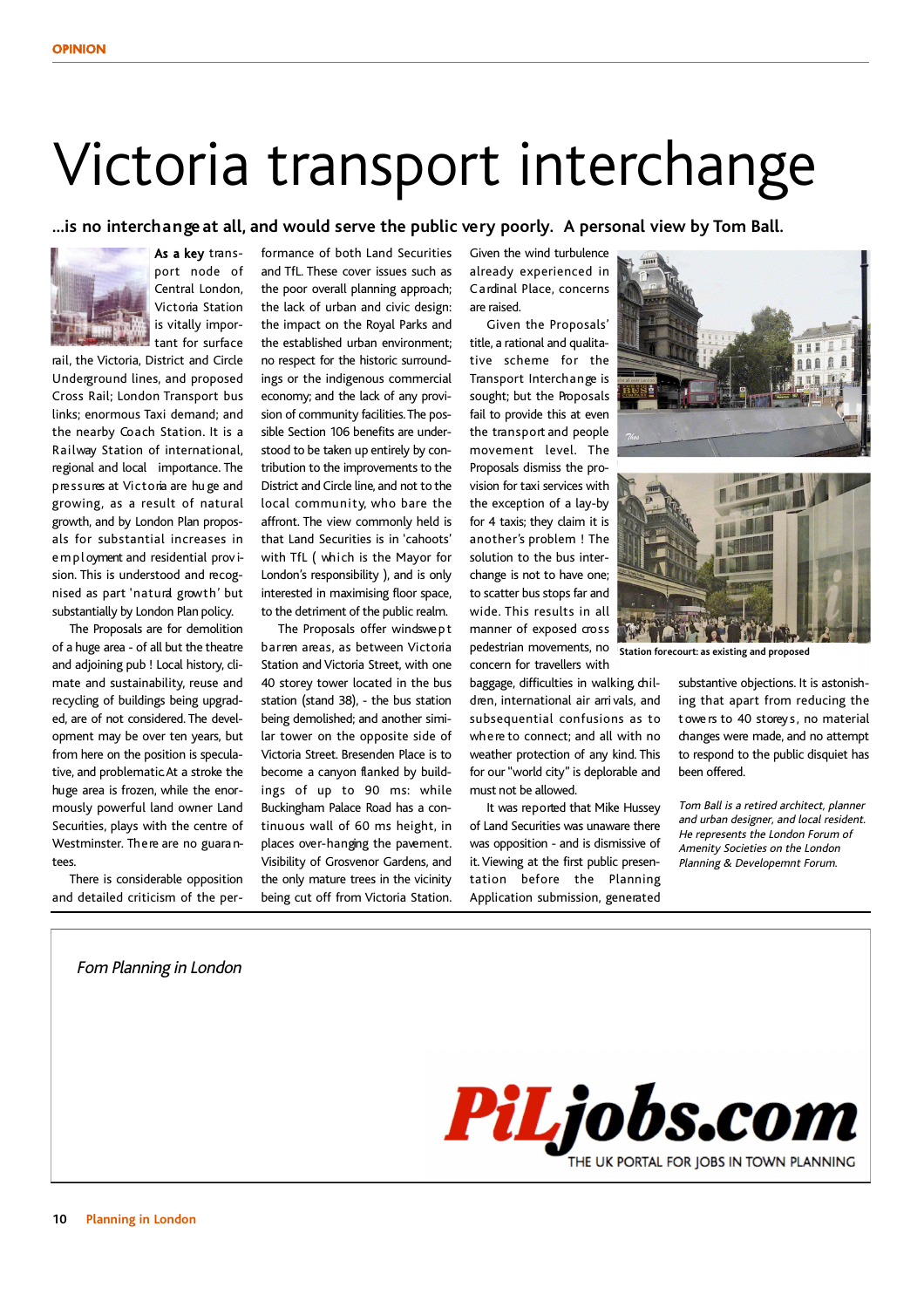OPINION

# Victoria transport interchange

## …is no interchange at all, and would serve the public very poorly. A personal view by Tom Ball.

**As a key** transport node of Central London, Victoria Station is vitally important for surface rail, the Victoria, District and Circle Underground lines, and proposed Cross Rail; London Transport bus links; enormous Taxi demand; and the nearby Coach Station. It is a Railway Station of international, regional and local importance. The pressures at Victoria are huge and growing, as a result of natural growth, and by London Plan proposals for substantial increases in employment and residential provision. This is understood and recognised as part 'natural growth' but substantially by London Plan policy.

The Proposals are for demolition of a huge area - of all but the theatre and adjoining pub ! Local history, climate and sustainability, reuse and recycling of buildings being upgraded, are of not considered. The development may be over ten years, but from here on the position is speculative, and problematic.At a stroke the huge area is frozen, while the enormously powerful land owner Land Securities, plays with the centre of Westminster. There are no guarantees.

There is considerable opposition and detailed criticism of the performance of both Land Securities and TfL. These cover issues such as the poor overall planning approach; the lack of urban and civic design: the impact on the Royal Parks and the established urban environment; no respect for the historic surroundings or the indigenous commercial economy; and the lack of any provision of community facilities. The possible Section 106 benefits are understood to be taken up entirely by contribution to the improvements to the District and Circle line, and not to the local community, who bare the affront. The view commonly held is that Land Securities is in 'cahoots' with TfL ( which is the Mayor for London's responsibility ), and is only interested in maximising floor space, to the detriment of the public realm.

The Proposals offer windswept barren areas, as between Victoria Station and Victoria Street, with one 40 storey tower located in the bus station (stand 38), - the bus station being demolished; and another similar tower on the opposite side of Victoria Street. Bresenden Place is to become a canyon flanked by buildings of up to 90 ms: while Buckingham Palace Road has a continuous wall of 60 ms height, in places over-hanging the pavement. Visibility of Grosvenor Gardens, and the only mature trees in the vicinity being cut off from Victoria Station. Given the wind turbulence already experienced in Cardinal Place, concerns are raised.

Given the Proposals' title, a rational and qualitative scheme for the Transport Interchange is sought; but the Proposals fail to provide this at even the transport and people movement level. The Proposals dismiss the provision for taxi services with the exception of a lay-by for 4 taxis; they claim it is another's problem ! The solution to the bus interchange is not to have one; to scatter bus stops far and wide. This results in all manner of exposed cross pedestrian movements, no concern for travellers with baggage, difficulties in walking, children, international air arrivals, and subsequential confusions as to where to connect; and all with no weather protection of any kind. This for our "world city" is deplorable and must not be allowed.

Station forecourt: as existing and proposed

It was reported that Mike Hussey of Land Securities was unaware there was opposition - and is dismissive of it. Viewing at the first public presentation before the Planning Application submission, generated substantive objections. It is astonishing that apart from reducing the towers to 40 storeys, no material changes were made, and no attempt to respond to the public disquiet has been offered.

*Tom Ball is a retired architect, planner and urban designer, and local resident. He represents the London Forum of Amenity Societies on the London Planning & Developemnt Forum.*

*Fom Planning in London*

PiLjobs.com
THE UK PORTAL FOR JOBS IN TOWN PLANNING